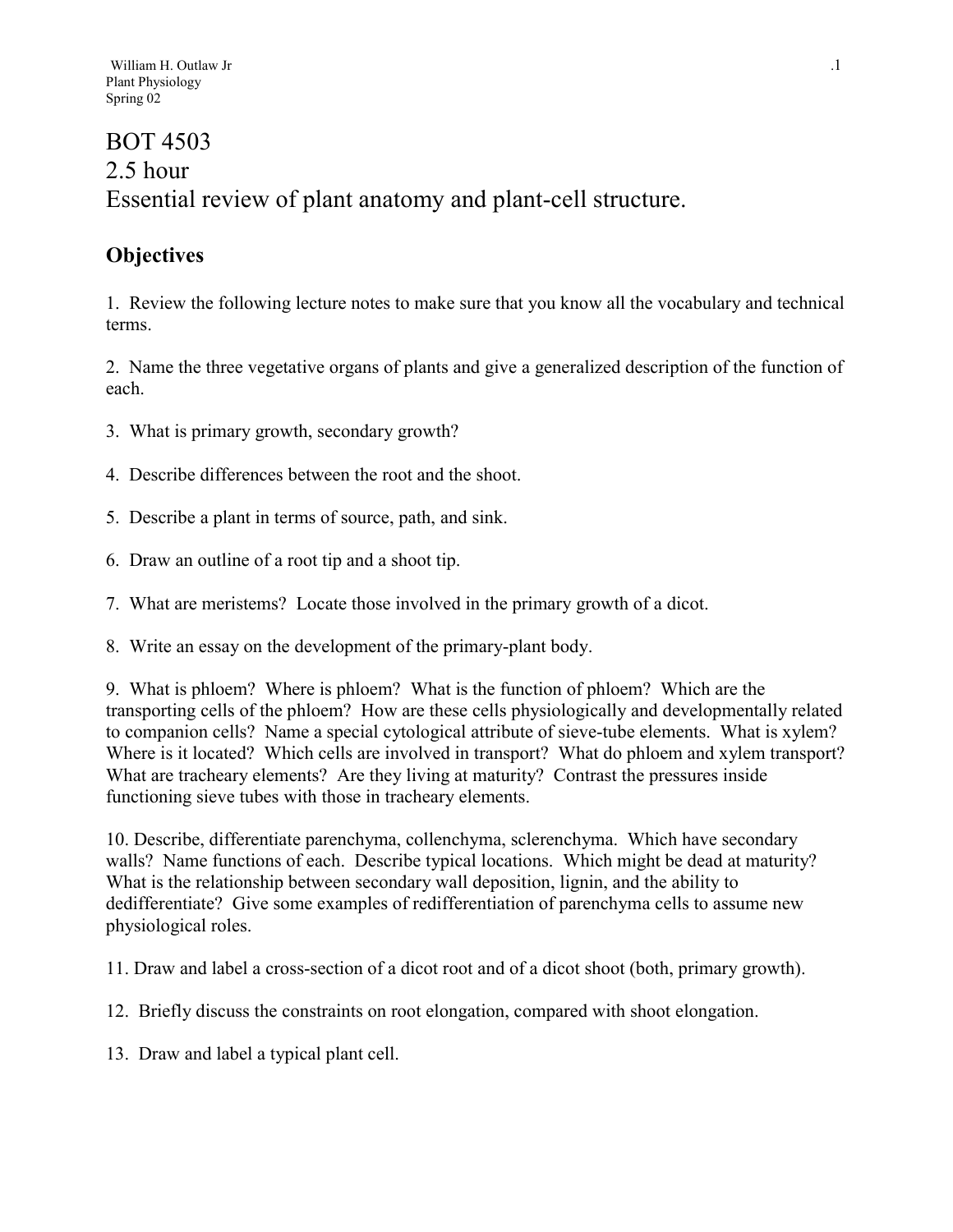# BOT 4503
# 2.5 hour
# Essential review of plant anatomy and plant-cell structure.

## Objectives

1. Review the following lecture notes to make sure that you know all the vocabulary and technical terms.

2. Name the three vegetative organs of plants and give a generalized description of the function of each.

3. What is primary growth, secondary growth?

4. Describe differences between the root and the shoot.

5. Describe a plant in terms of source, path, and sink.

6. Draw an outline of a root tip and a shoot tip.

7. What are meristems? Locate those involved in the primary growth of a dicot.

8. Write an essay on the development of the primary-plant body.

9. What is phloem? Where is phloem? What is the function of phloem? Which are the transporting cells of the phloem? How are these cells physiologically and developmentally related to companion cells? Name a special cytological attribute of sieve-tube elements. What is xylem? Where is it located? Which cells are involved in transport? What do phloem and xylem transport? What are tracheary elements? Are they living at maturity? Contrast the pressures inside functioning sieve tubes with those in tracheary elements.

10. Describe, differentiate parenchyma, collenchyma, sclerenchyma. Which have secondary walls? Name functions of each. Describe typical locations. Which might be dead at maturity? What is the relationship between secondary wall deposition, lignin, and the ability to dedifferentiate? Give some examples of redifferentiation of parenchyma cells to assume new physiological roles.

11. Draw and label a cross-section of a dicot root and of a dicot shoot (both, primary growth).

12. Briefly discuss the constraints on root elongation, compared with shoot elongation.

13. Draw and label a typical plant cell.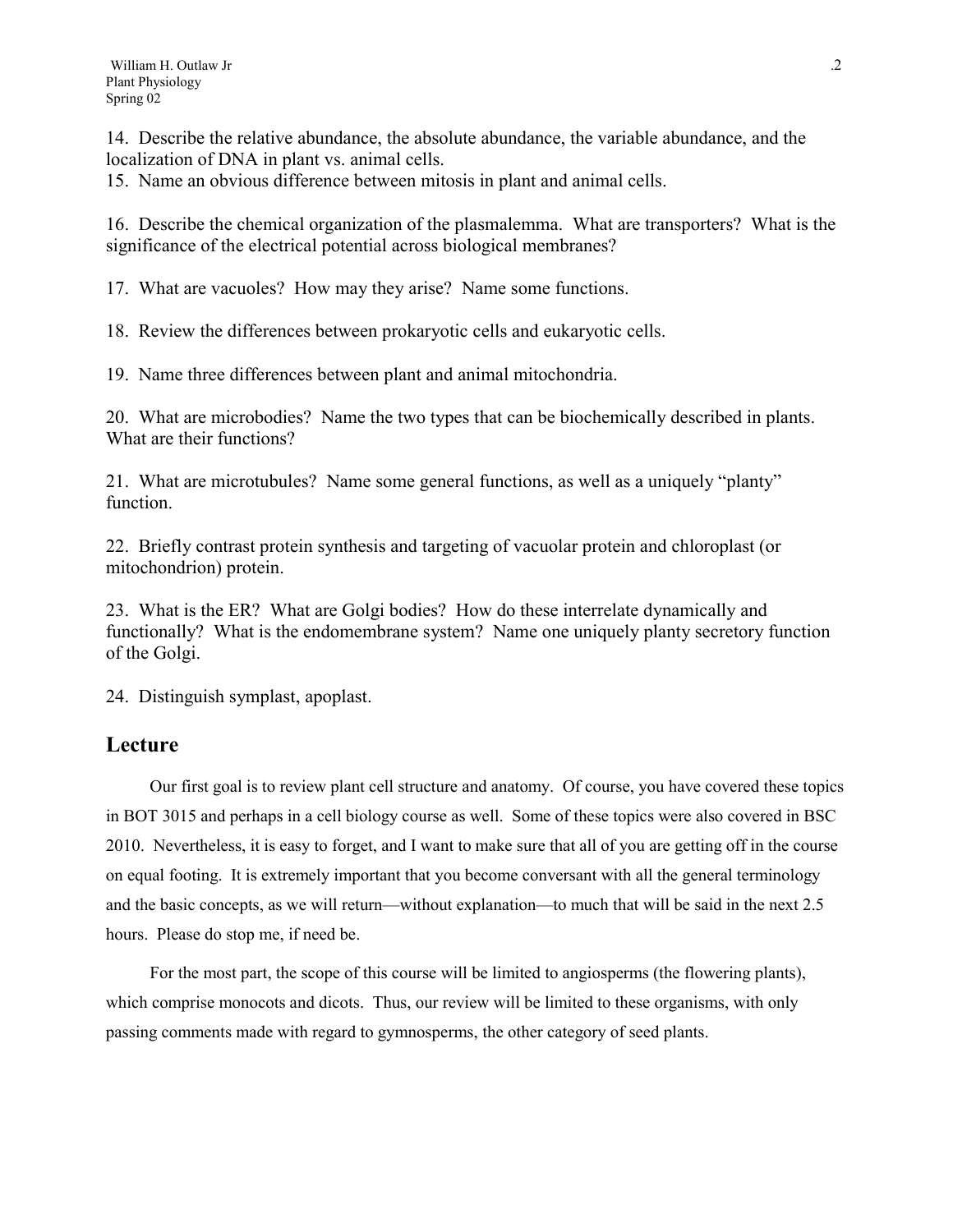14. Describe the relative abundance, the absolute abundance, the variable abundance, and the localization of DNA in plant vs. animal cells.
15. Name an obvious difference between mitosis in plant and animal cells.

16. Describe the chemical organization of the plasmalemma. What are transporters? What is the significance of the electrical potential across biological membranes?

17. What are vacuoles? How may they arise? Name some functions.

18. Review the differences between prokaryotic cells and eukaryotic cells.

19. Name three differences between plant and animal mitochondria.

20. What are microbodies? Name the two types that can be biochemically described in plants. What are their functions?

21. What are microtubules? Name some general functions, as well as a uniquely "planty" function.

22. Briefly contrast protein synthesis and targeting of vacuolar protein and chloroplast (or mitochondrion) protein.

23. What is the ER? What are Golgi bodies? How do these interrelate dynamically and functionally? What is the endomembrane system? Name one uniquely planty secretory function of the Golgi.

24. Distinguish symplast, apoplast.

## Lecture

Our first goal is to review plant cell structure and anatomy. Of course, you have covered these topics in BOT 3015 and perhaps in a cell biology course as well. Some of these topics were also covered in BSC 2010. Nevertheless, it is easy to forget, and I want to make sure that all of you are getting off in the course on equal footing. It is extremely important that you become conversant with all the general terminology and the basic concepts, as we will return—without explanation—to much that will be said in the next 2.5 hours. Please do stop me, if need be.

For the most part, the scope of this course will be limited to angiosperms (the flowering plants), which comprise monocots and dicots. Thus, our review will be limited to these organisms, with only passing comments made with regard to gymnosperms, the other category of seed plants.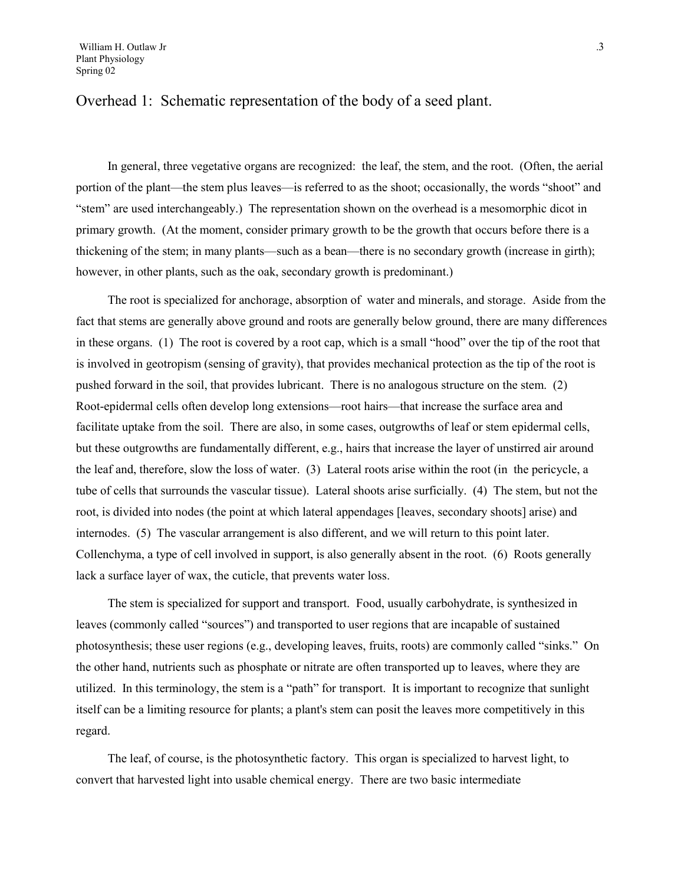# Overhead 1: Schematic representation of the body of a seed plant.

In general, three vegetative organs are recognized: the leaf, the stem, and the root. (Often, the aerial portion of the plant—the stem plus leaves—is referred to as the shoot; occasionally, the words "shoot" and "stem" are used interchangeably.) The representation shown on the overhead is a mesomorphic dicot in primary growth. (At the moment, consider primary growth to be the growth that occurs before there is a thickening of the stem; in many plants—such as a bean—there is no secondary growth (increase in girth); however, in other plants, such as the oak, secondary growth is predominant.)

The root is specialized for anchorage, absorption of water and minerals, and storage. Aside from the fact that stems are generally above ground and roots are generally below ground, there are many differences in these organs. (1) The root is covered by a root cap, which is a small "hood" over the tip of the root that is involved in geotropism (sensing of gravity), that provides mechanical protection as the tip of the root is pushed forward in the soil, that provides lubricant. There is no analogous structure on the stem. (2) Root-epidermal cells often develop long extensions—root hairs—that increase the surface area and facilitate uptake from the soil. There are also, in some cases, outgrowths of leaf or stem epidermal cells, but these outgrowths are fundamentally different, e.g., hairs that increase the layer of unstirred air around the leaf and, therefore, slow the loss of water. (3) Lateral roots arise within the root (in the pericycle, a tube of cells that surrounds the vascular tissue). Lateral shoots arise surficially. (4) The stem, but not the root, is divided into nodes (the point at which lateral appendages [leaves, secondary shoots] arise) and internodes. (5) The vascular arrangement is also different, and we will return to this point later. Collenchyma, a type of cell involved in support, is also generally absent in the root. (6) Roots generally lack a surface layer of wax, the cuticle, that prevents water loss.

The stem is specialized for support and transport. Food, usually carbohydrate, is synthesized in leaves (commonly called "sources") and transported to user regions that are incapable of sustained photosynthesis; these user regions (e.g., developing leaves, fruits, roots) are commonly called "sinks." On the other hand, nutrients such as phosphate or nitrate are often transported up to leaves, where they are utilized. In this terminology, the stem is a "path" for transport. It is important to recognize that sunlight itself can be a limiting resource for plants; a plant's stem can posit the leaves more competitively in this regard.

The leaf, of course, is the photosynthetic factory. This organ is specialized to harvest light, to convert that harvested light into usable chemical energy. There are two basic intermediate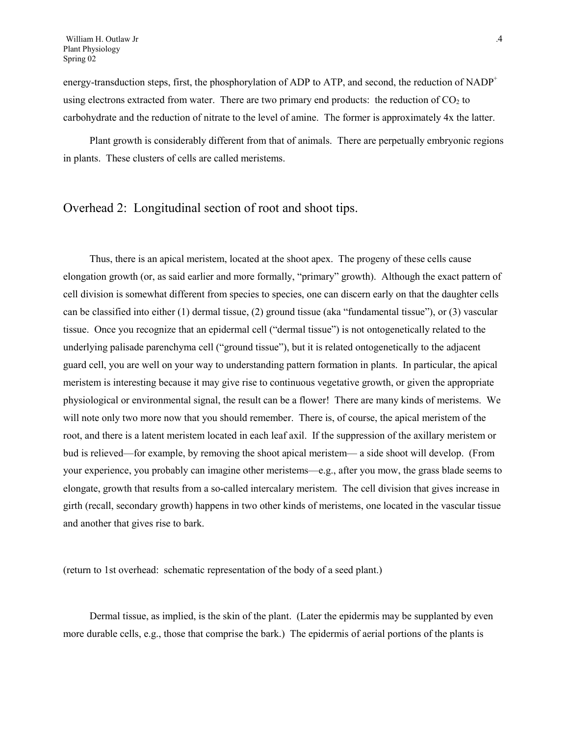energy-transduction steps, first, the phosphorylation of ADP to ATP, and second, the reduction of $NADP^+$ using electrons extracted from water. There are two primary end products: the reduction of $CO_2$ to carbohydrate and the reduction of nitrate to the level of amine. The former is approximately 4x the latter.

Plant growth is considerably different from that of animals. There are perpetually embryonic regions in plants. These clusters of cells are called meristems.

## Overhead 2: Longitudinal section of root and shoot tips.

Thus, there is an apical meristem, located at the shoot apex. The progeny of these cells cause elongation growth (or, as said earlier and more formally, "primary" growth). Although the exact pattern of cell division is somewhat different from species to species, one can discern early on that the daughter cells can be classified into either (1) dermal tissue, (2) ground tissue (aka "fundamental tissue"), or (3) vascular tissue. Once you recognize that an epidermal cell ("dermal tissue") is not ontogenetically related to the underlying palisade parenchyma cell ("ground tissue"), but it is related ontogenetically to the adjacent guard cell, you are well on your way to understanding pattern formation in plants. In particular, the apical meristem is interesting because it may give rise to continuous vegetative growth, or given the appropriate physiological or environmental signal, the result can be a flower! There are many kinds of meristems. We will note only two more now that you should remember. There is, of course, the apical meristem of the root, and there is a latent meristem located in each leaf axil. If the suppression of the axillary meristem or bud is relieved—for example, by removing the shoot apical meristem— a side shoot will develop. (From your experience, you probably can imagine other meristems—e.g., after you mow, the grass blade seems to elongate, growth that results from a so-called intercalary meristem. The cell division that gives increase in girth (recall, secondary growth) happens in two other kinds of meristems, one located in the vascular tissue and another that gives rise to bark.

(return to 1st overhead: schematic representation of the body of a seed plant.)

Dermal tissue, as implied, is the skin of the plant. (Later the epidermis may be supplanted by even more durable cells, e.g., those that comprise the bark.) The epidermis of aerial portions of the plants is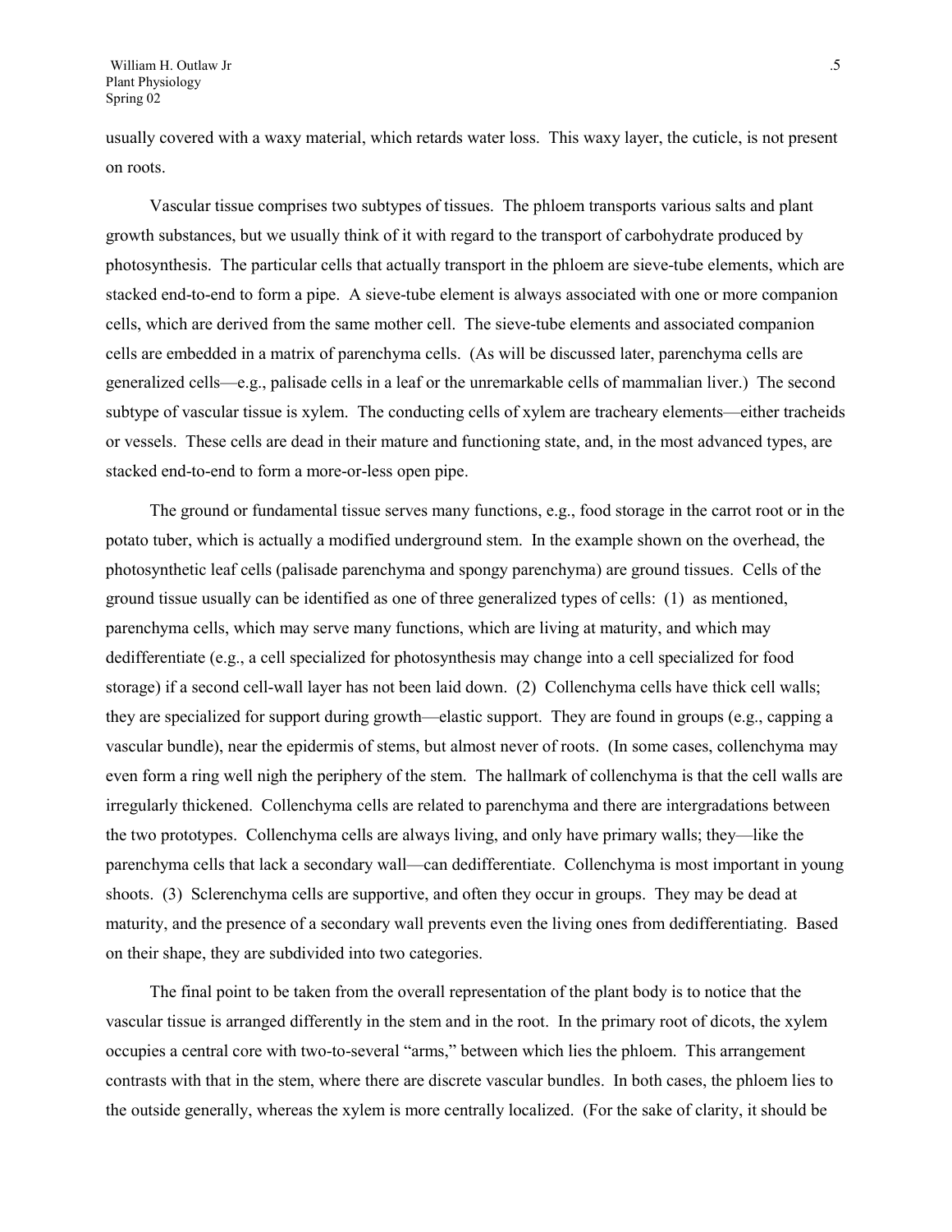usually covered with a waxy material, which retards water loss. This waxy layer, the cuticle, is not present on roots.

Vascular tissue comprises two subtypes of tissues. The phloem transports various salts and plant growth substances, but we usually think of it with regard to the transport of carbohydrate produced by photosynthesis. The particular cells that actually transport in the phloem are sieve-tube elements, which are stacked end-to-end to form a pipe. A sieve-tube element is always associated with one or more companion cells, which are derived from the same mother cell. The sieve-tube elements and associated companion cells are embedded in a matrix of parenchyma cells. (As will be discussed later, parenchyma cells are generalized cells—e.g., palisade cells in a leaf or the unremarkable cells of mammalian liver.) The second subtype of vascular tissue is xylem. The conducting cells of xylem are tracheary elements—either tracheids or vessels. These cells are dead in their mature and functioning state, and, in the most advanced types, are stacked end-to-end to form a more-or-less open pipe.

The ground or fundamental tissue serves many functions, e.g., food storage in the carrot root or in the potato tuber, which is actually a modified underground stem. In the example shown on the overhead, the photosynthetic leaf cells (palisade parenchyma and spongy parenchyma) are ground tissues. Cells of the ground tissue usually can be identified as one of three generalized types of cells: (1) as mentioned, parenchyma cells, which may serve many functions, which are living at maturity, and which may dedifferentiate (e.g., a cell specialized for photosynthesis may change into a cell specialized for food storage) if a second cell-wall layer has not been laid down. (2) Collenchyma cells have thick cell walls; they are specialized for support during growth—elastic support. They are found in groups (e.g., capping a vascular bundle), near the epidermis of stems, but almost never of roots. (In some cases, collenchyma may even form a ring well nigh the periphery of the stem. The hallmark of collenchyma is that the cell walls are irregularly thickened. Collenchyma cells are related to parenchyma and there are intergradations between the two prototypes. Collenchyma cells are always living, and only have primary walls; they—like the parenchyma cells that lack a secondary wall—can dedifferentiate. Collenchyma is most important in young shoots. (3) Sclerenchyma cells are supportive, and often they occur in groups. They may be dead at maturity, and the presence of a secondary wall prevents even the living ones from dedifferentiating. Based on their shape, they are subdivided into two categories.

The final point to be taken from the overall representation of the plant body is to notice that the vascular tissue is arranged differently in the stem and in the root. In the primary root of dicots, the xylem occupies a central core with two-to-several "arms," between which lies the phloem. This arrangement contrasts with that in the stem, where there are discrete vascular bundles. In both cases, the phloem lies to the outside generally, whereas the xylem is more centrally localized. (For the sake of clarity, it should be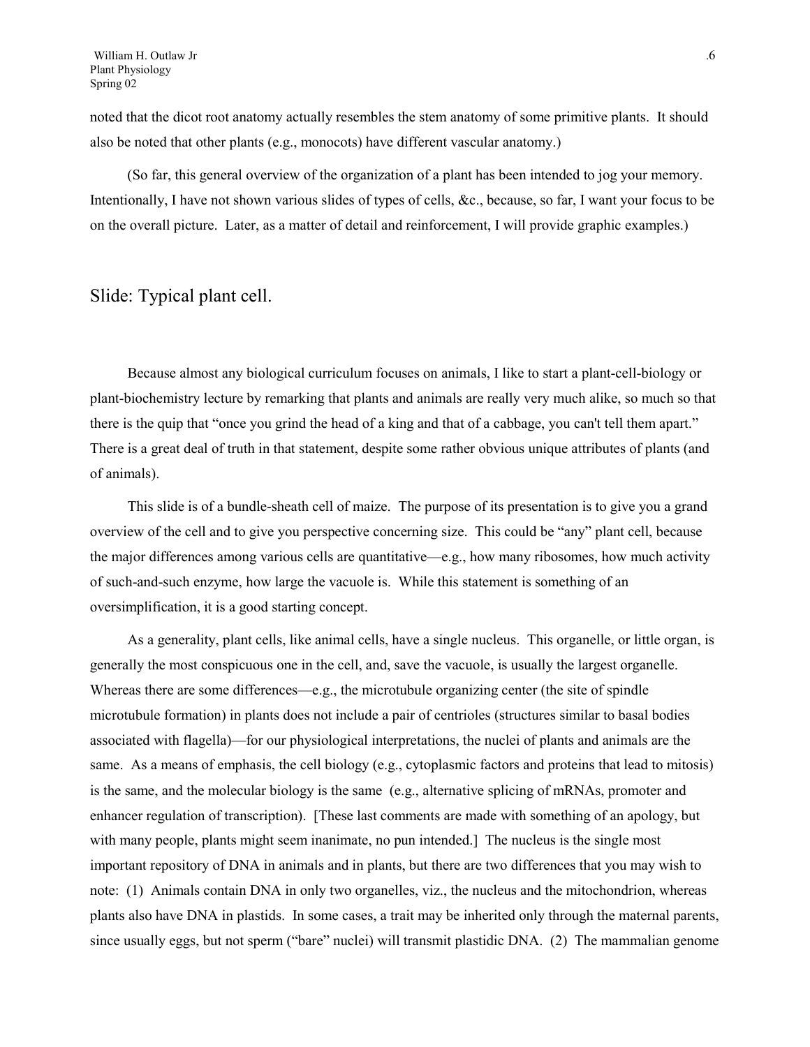noted that the dicot root anatomy actually resembles the stem anatomy of some primitive plants. It should also be noted that other plants (e.g., monocots) have different vascular anatomy.)

(So far, this general overview of the organization of a plant has been intended to jog your memory. Intentionally, I have not shown various slides of types of cells, &c., because, so far, I want your focus to be on the overall picture. Later, as a matter of detail and reinforcement, I will provide graphic examples.)

## Slide: Typical plant cell.

Because almost any biological curriculum focuses on animals, I like to start a plant-cell-biology or plant-biochemistry lecture by remarking that plants and animals are really very much alike, so much so that there is the quip that "once you grind the head of a king and that of a cabbage, you can't tell them apart." There is a great deal of truth in that statement, despite some rather obvious unique attributes of plants (and of animals).

This slide is of a bundle-sheath cell of maize. The purpose of its presentation is to give you a grand overview of the cell and to give you perspective concerning size. This could be "any" plant cell, because the major differences among various cells are quantitative—e.g., how many ribosomes, how much activity of such-and-such enzyme, how large the vacuole is. While this statement is something of an oversimplification, it is a good starting concept.

As a generality, plant cells, like animal cells, have a single nucleus. This organelle, or little organ, is generally the most conspicuous one in the cell, and, save the vacuole, is usually the largest organelle. Whereas there are some differences—e.g., the microtubule organizing center (the site of spindle microtubule formation) in plants does not include a pair of centrioles (structures similar to basal bodies associated with flagella)—for our physiological interpretations, the nuclei of plants and animals are the same. As a means of emphasis, the cell biology (e.g., cytoplasmic factors and proteins that lead to mitosis) is the same, and the molecular biology is the same (e.g., alternative splicing of mRNAs, promoter and enhancer regulation of transcription). [These last comments are made with something of an apology, but with many people, plants might seem inanimate, no pun intended.] The nucleus is the single most important repository of DNA in animals and in plants, but there are two differences that you may wish to note: (1) Animals contain DNA in only two organelles, viz., the nucleus and the mitochondrion, whereas plants also have DNA in plastids. In some cases, a trait may be inherited only through the maternal parents, since usually eggs, but not sperm ("bare" nuclei) will transmit plastidic DNA. (2) The mammalian genome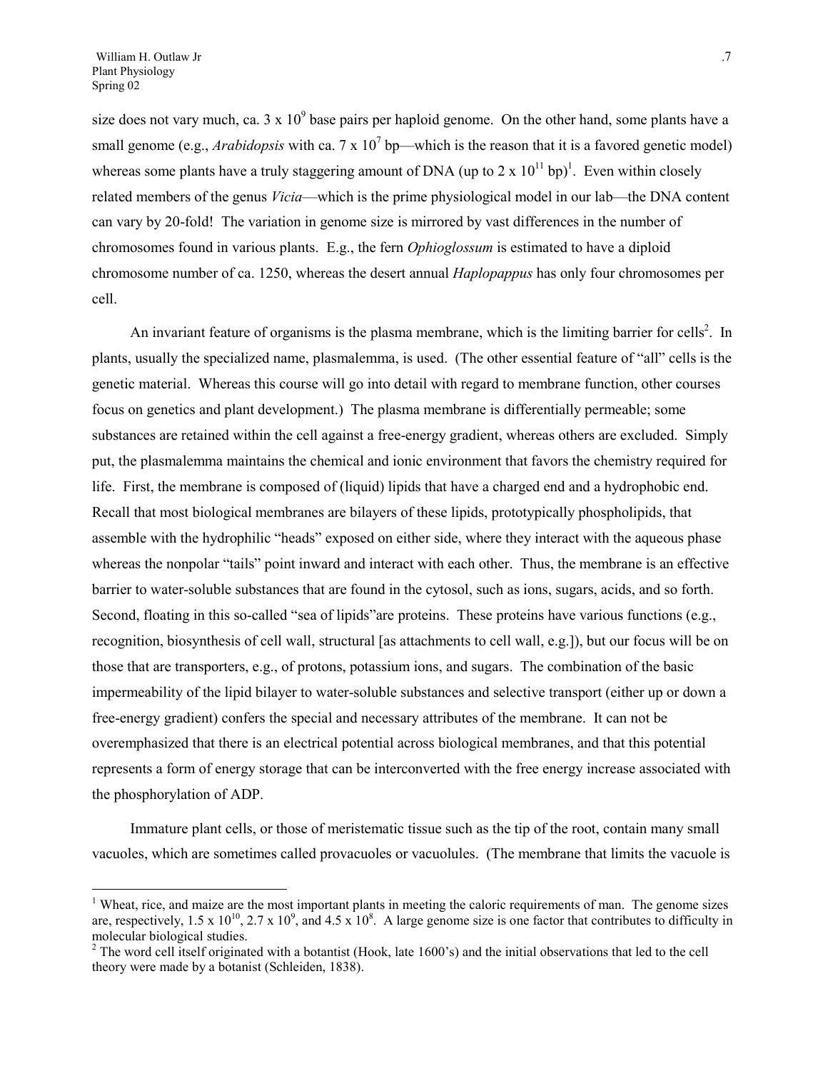size does not vary much, ca. $3 \times 10^9$ base pairs per haploid genome. On the other hand, some plants have a small genome (e.g., *Arabidopsis* with ca. $7 \times 10^7$ bp—which is the reason that it is a favored genetic model) whereas some plants have a truly staggering amount of DNA (up to $2 \times 10^{11}$ bp)[1]. Even within closely related members of the genus *Vicia*—which is the prime physiological model in our lab—the DNA content can vary by 20-fold! The variation in genome size is mirrored by vast differences in the number of chromosomes found in various plants. E.g., the fern *Ophioglossum* is estimated to have a diploid chromosome number of ca. 1250, whereas the desert annual *Haplopappus* has only four chromosomes per cell.

An invariant feature of organisms is the plasma membrane, which is the limiting barrier for cells[2]. In plants, usually the specialized name, plasmalemma, is used. (The other essential feature of "all" cells is the genetic material. Whereas this course will go into detail with regard to membrane function, other courses focus on genetics and plant development.) The plasma membrane is differentially permeable; some substances are retained within the cell against a free-energy gradient, whereas others are excluded. Simply put, the plasmalemma maintains the chemical and ionic environment that favors the chemistry required for life. First, the membrane is composed of (liquid) lipids that have a charged end and a hydrophobic end. Recall that most biological membranes are bilayers of these lipids, prototypically phospholipids, that assemble with the hydrophilic "heads" exposed on either side, where they interact with the aqueous phase whereas the nonpolar "tails" point inward and interact with each other. Thus, the membrane is an effective barrier to water-soluble substances that are found in the cytosol, such as ions, sugars, acids, and so forth. Second, floating in this so-called "sea of lipids"are proteins. These proteins have various functions (e.g., recognition, biosynthesis of cell wall, structural [as attachments to cell wall, e.g.]), but our focus will be on those that are transporters, e.g., of protons, potassium ions, and sugars. The combination of the basic impermeability of the lipid bilayer to water-soluble substances and selective transport (either up or down a free-energy gradient) confers the special and necessary attributes of the membrane. It can not be overemphasized that there is an electrical potential across biological membranes, and that this potential represents a form of energy storage that can be interconverted with the free energy increase associated with the phosphorylation of ADP.

Immature plant cells, or those of meristematic tissue such as the tip of the root, contain many small vacuoles, which are sometimes called provacuoles or vacuolules. (The membrane that limits the vacuole is

---

[1] Wheat, rice, and maize are the most important plants in meeting the caloric requirements of man. The genome sizes are, respectively, $1.5 \times 10^{10}$, $2.7 \times 10^9$, and $4.5 \times 10^8$. A large genome size is one factor that contributes to difficulty in molecular biological studies.

[2] The word cell itself originated with a botantist (Hook, late 1600's) and the initial observations that led to the cell theory were made by a botanist (Schleiden, 1838).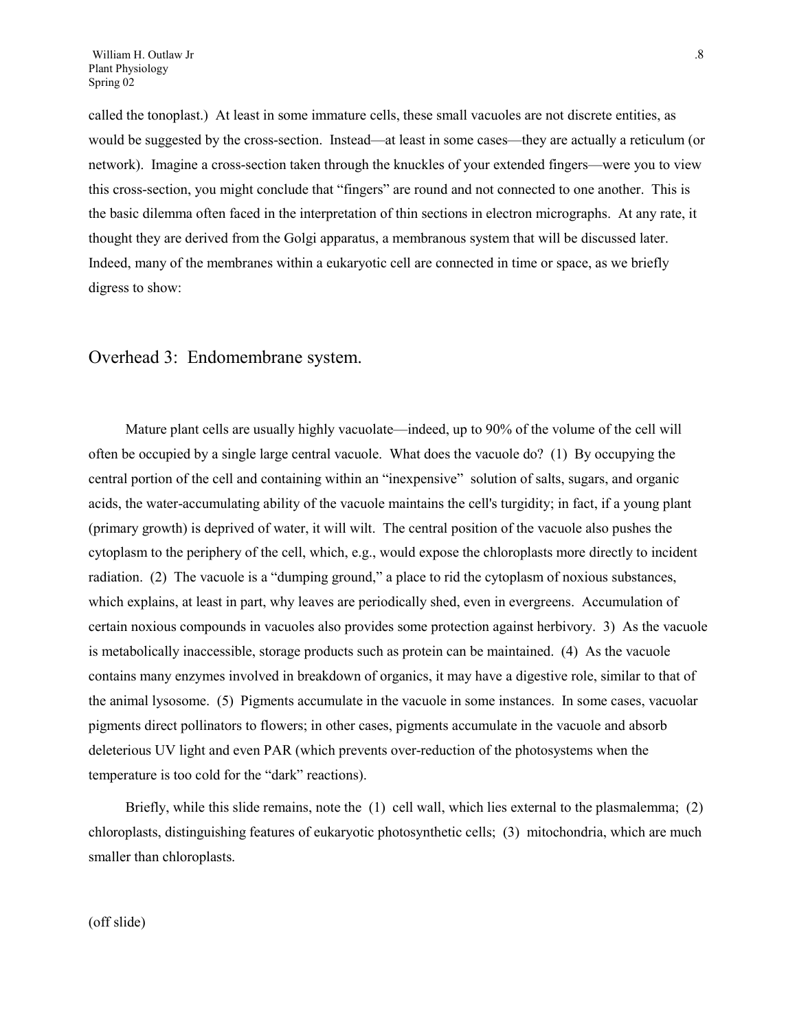called the tonoplast.) At least in some immature cells, these small vacuoles are not discrete entities, as would be suggested by the cross-section. Instead—at least in some cases—they are actually a reticulum (or network). Imagine a cross-section taken through the knuckles of your extended fingers—were you to view this cross-section, you might conclude that "fingers" are round and not connected to one another. This is the basic dilemma often faced in the interpretation of thin sections in electron micrographs. At any rate, it thought they are derived from the Golgi apparatus, a membranous system that will be discussed later. Indeed, many of the membranes within a eukaryotic cell are connected in time or space, as we briefly digress to show:

## Overhead 3: Endomembrane system.

Mature plant cells are usually highly vacuolate—indeed, up to 90% of the volume of the cell will often be occupied by a single large central vacuole. What does the vacuole do? (1) By occupying the central portion of the cell and containing within an "inexpensive" solution of salts, sugars, and organic acids, the water-accumulating ability of the vacuole maintains the cell's turgidity; in fact, if a young plant (primary growth) is deprived of water, it will wilt. The central position of the vacuole also pushes the cytoplasm to the periphery of the cell, which, e.g., would expose the chloroplasts more directly to incident radiation. (2) The vacuole is a "dumping ground," a place to rid the cytoplasm of noxious substances, which explains, at least in part, why leaves are periodically shed, even in evergreens. Accumulation of certain noxious compounds in vacuoles also provides some protection against herbivory. 3) As the vacuole is metabolically inaccessible, storage products such as protein can be maintained. (4) As the vacuole contains many enzymes involved in breakdown of organics, it may have a digestive role, similar to that of the animal lysosome. (5) Pigments accumulate in the vacuole in some instances. In some cases, vacuolar pigments direct pollinators to flowers; in other cases, pigments accumulate in the vacuole and absorb deleterious UV light and even PAR (which prevents over-reduction of the photosystems when the temperature is too cold for the "dark" reactions).

Briefly, while this slide remains, note the (1) cell wall, which lies external to the plasmalemma; (2) chloroplasts, distinguishing features of eukaryotic photosynthetic cells; (3) mitochondria, which are much smaller than chloroplasts.

(off slide)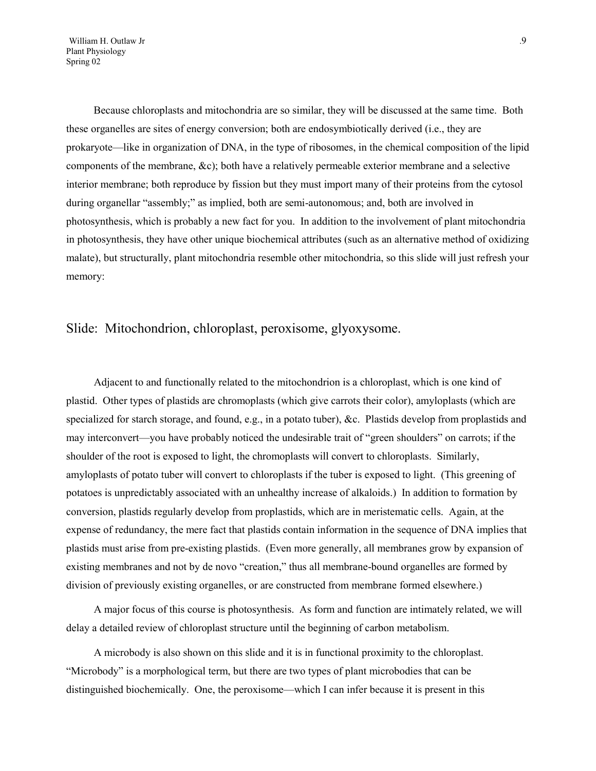Because chloroplasts and mitochondria are so similar, they will be discussed at the same time. Both these organelles are sites of energy conversion; both are endosymbiotically derived (i.e., they are prokaryote—like in organization of DNA, in the type of ribosomes, in the chemical composition of the lipid components of the membrane, &c); both have a relatively permeable exterior membrane and a selective interior membrane; both reproduce by fission but they must import many of their proteins from the cytosol during organellar "assembly;" as implied, both are semi-autonomous; and, both are involved in photosynthesis, which is probably a new fact for you. In addition to the involvement of plant mitochondria in photosynthesis, they have other unique biochemical attributes (such as an alternative method of oxidizing malate), but structurally, plant mitochondria resemble other mitochondria, so this slide will just refresh your memory:

## Slide: Mitochondrion, chloroplast, peroxisome, glyoxysome.

Adjacent to and functionally related to the mitochondrion is a chloroplast, which is one kind of plastid. Other types of plastids are chromoplasts (which give carrots their color), amyloplasts (which are specialized for starch storage, and found, e.g., in a potato tuber), &c. Plastids develop from proplastids and may interconvert—you have probably noticed the undesirable trait of "green shoulders" on carrots; if the shoulder of the root is exposed to light, the chromoplasts will convert to chloroplasts. Similarly, amyloplasts of potato tuber will convert to chloroplasts if the tuber is exposed to light. (This greening of potatoes is unpredictably associated with an unhealthy increase of alkaloids.) In addition to formation by conversion, plastids regularly develop from proplastids, which are in meristematic cells. Again, at the expense of redundancy, the mere fact that plastids contain information in the sequence of DNA implies that plastids must arise from pre-existing plastids. (Even more generally, all membranes grow by expansion of existing membranes and not by de novo "creation," thus all membrane-bound organelles are formed by division of previously existing organelles, or are constructed from membrane formed elsewhere.)

A major focus of this course is photosynthesis. As form and function are intimately related, we will delay a detailed review of chloroplast structure until the beginning of carbon metabolism.

A microbody is also shown on this slide and it is in functional proximity to the chloroplast. "Microbody" is a morphological term, but there are two types of plant microbodies that can be distinguished biochemically. One, the peroxisome—which I can infer because it is present in this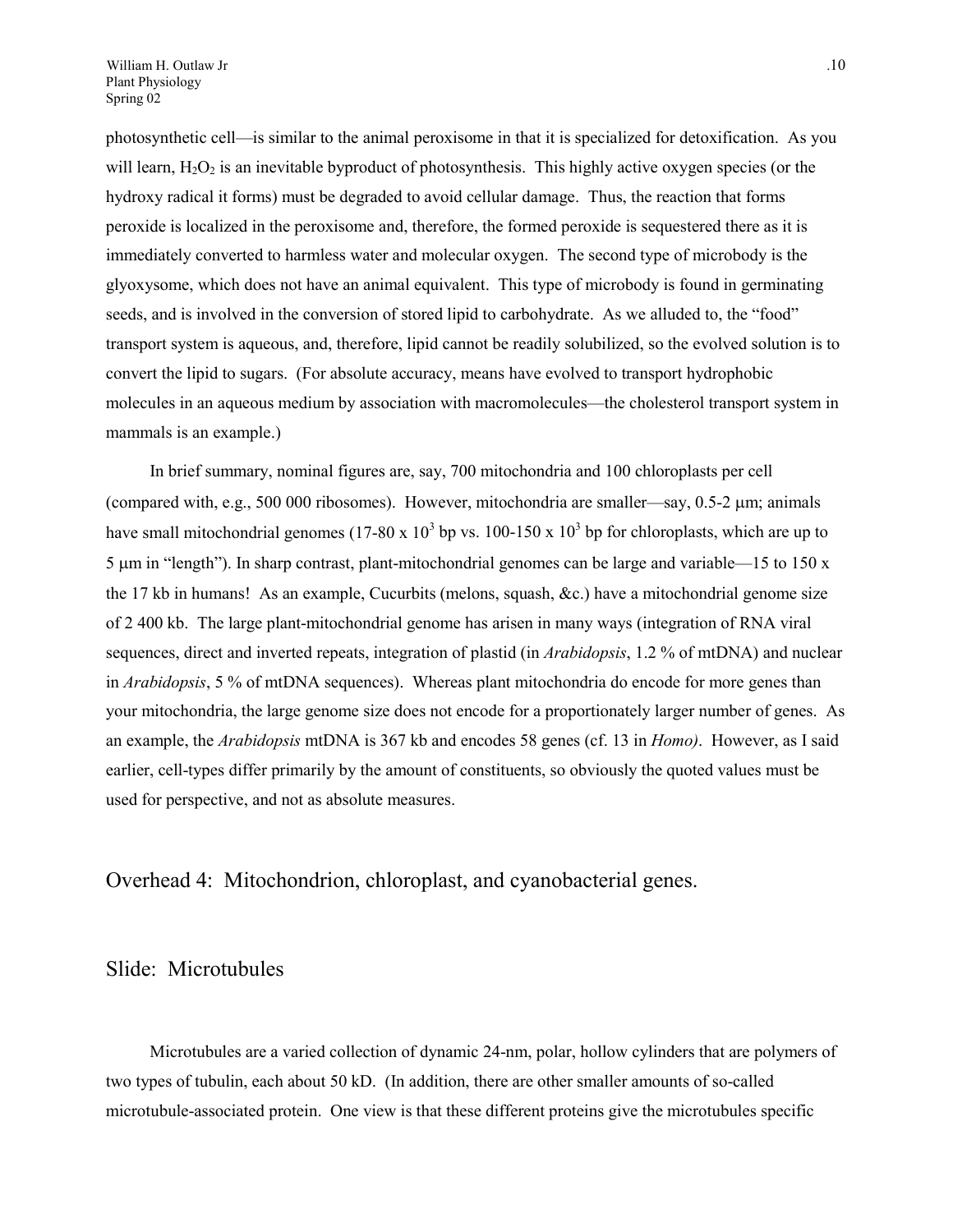photosynthetic cell—is similar to the animal peroxisome in that it is specialized for detoxification. As you will learn, $H_2O_2$ is an inevitable byproduct of photosynthesis. This highly active oxygen species (or the hydroxy radical it forms) must be degraded to avoid cellular damage. Thus, the reaction that forms peroxide is localized in the peroxisome and, therefore, the formed peroxide is sequestered there as it is immediately converted to harmless water and molecular oxygen. The second type of microbody is the glyoxysome, which does not have an animal equivalent. This type of microbody is found in germinating seeds, and is involved in the conversion of stored lipid to carbohydrate. As we alluded to, the "food" transport system is aqueous, and, therefore, lipid cannot be readily solubilized, so the evolved solution is to convert the lipid to sugars. (For absolute accuracy, means have evolved to transport hydrophobic molecules in an aqueous medium by association with macromolecules—the cholesterol transport system in mammals is an example.)

In brief summary, nominal figures are, say, 700 mitochondria and 100 chloroplasts per cell (compared with, e.g., 500 000 ribosomes). However, mitochondria are smaller—say, 0.5-2 μm; animals have small mitochondrial genomes (17-80 x $10^3$ bp vs. 100-150 x $10^3$ bp for chloroplasts, which are up to 5 μm in "length"). In sharp contrast, plant-mitochondrial genomes can be large and variable—15 to 150 x the 17 kb in humans! As an example, Cucurbits (melons, squash, &c.) have a mitochondrial genome size of 2 400 kb. The large plant-mitochondrial genome has arisen in many ways (integration of RNA viral sequences, direct and inverted repeats, integration of plastid (in *Arabidopsis*, 1.2 % of mtDNA) and nuclear in *Arabidopsis*, 5 % of mtDNA sequences). Whereas plant mitochondria do encode for more genes than your mitochondria, the large genome size does not encode for a proportionately larger number of genes. As an example, the *Arabidopsis* mtDNA is 367 kb and encodes 58 genes (cf. 13 in *Homo)*. However, as I said earlier, cell-types differ primarily by the amount of constituents, so obviously the quoted values must be used for perspective, and not as absolute measures.

## Overhead 4: Mitochondrion, chloroplast, and cyanobacterial genes.

## Slide: Microtubules

Microtubules are a varied collection of dynamic 24-nm, polar, hollow cylinders that are polymers of two types of tubulin, each about 50 kD. (In addition, there are other smaller amounts of so-called microtubule-associated protein. One view is that these different proteins give the microtubules specific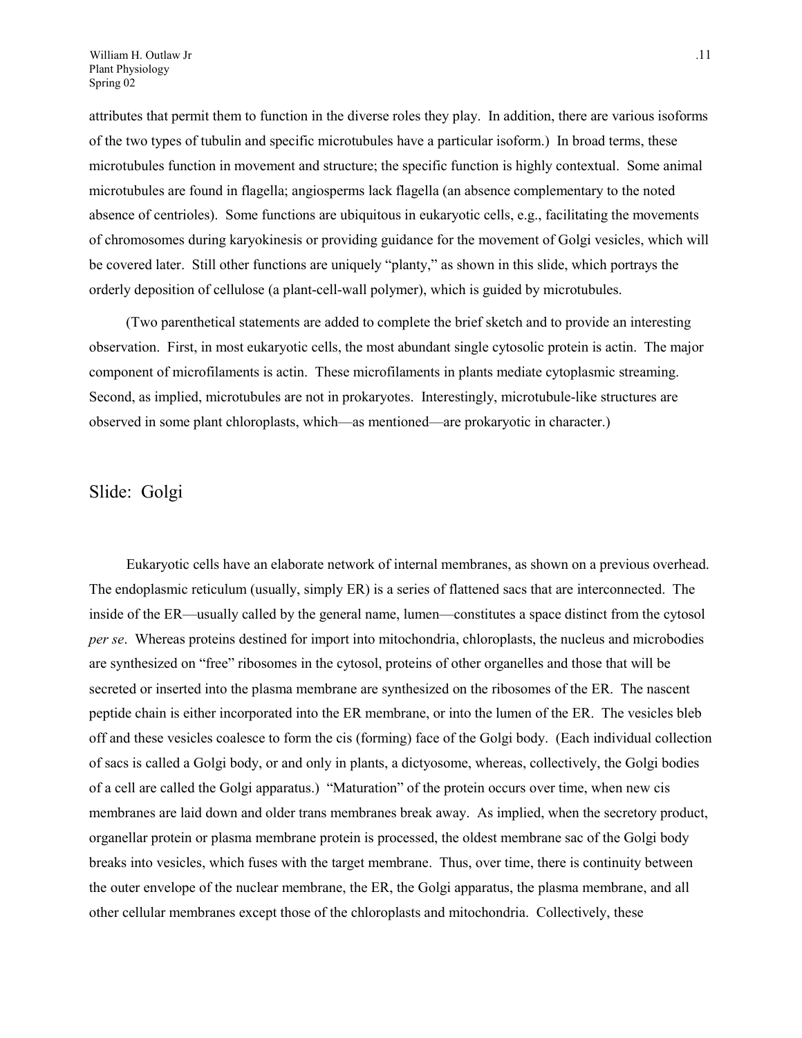attributes that permit them to function in the diverse roles they play. In addition, there are various isoforms of the two types of tubulin and specific microtubules have a particular isoform.) In broad terms, these microtubules function in movement and structure; the specific function is highly contextual. Some animal microtubules are found in flagella; angiosperms lack flagella (an absence complementary to the noted absence of centrioles). Some functions are ubiquitous in eukaryotic cells, e.g., facilitating the movements of chromosomes during karyokinesis or providing guidance for the movement of Golgi vesicles, which will be covered later. Still other functions are uniquely "planty," as shown in this slide, which portrays the orderly deposition of cellulose (a plant-cell-wall polymer), which is guided by microtubules.

(Two parenthetical statements are added to complete the brief sketch and to provide an interesting observation. First, in most eukaryotic cells, the most abundant single cytosolic protein is actin. The major component of microfilaments is actin. These microfilaments in plants mediate cytoplasmic streaming. Second, as implied, microtubules are not in prokaryotes. Interestingly, microtubule-like structures are observed in some plant chloroplasts, which—as mentioned—are prokaryotic in character.)

## Slide: Golgi

Eukaryotic cells have an elaborate network of internal membranes, as shown on a previous overhead. The endoplasmic reticulum (usually, simply ER) is a series of flattened sacs that are interconnected. The inside of the ER—usually called by the general name, lumen—constitutes a space distinct from the cytosol *per se*. Whereas proteins destined for import into mitochondria, chloroplasts, the nucleus and microbodies are synthesized on "free" ribosomes in the cytosol, proteins of other organelles and those that will be secreted or inserted into the plasma membrane are synthesized on the ribosomes of the ER. The nascent peptide chain is either incorporated into the ER membrane, or into the lumen of the ER. The vesicles bleb off and these vesicles coalesce to form the cis (forming) face of the Golgi body. (Each individual collection of sacs is called a Golgi body, or and only in plants, a dictyosome, whereas, collectively, the Golgi bodies of a cell are called the Golgi apparatus.) "Maturation" of the protein occurs over time, when new cis membranes are laid down and older trans membranes break away. As implied, when the secretory product, organellar protein or plasma membrane protein is processed, the oldest membrane sac of the Golgi body breaks into vesicles, which fuses with the target membrane. Thus, over time, there is continuity between the outer envelope of the nuclear membrane, the ER, the Golgi apparatus, the plasma membrane, and all other cellular membranes except those of the chloroplasts and mitochondria. Collectively, these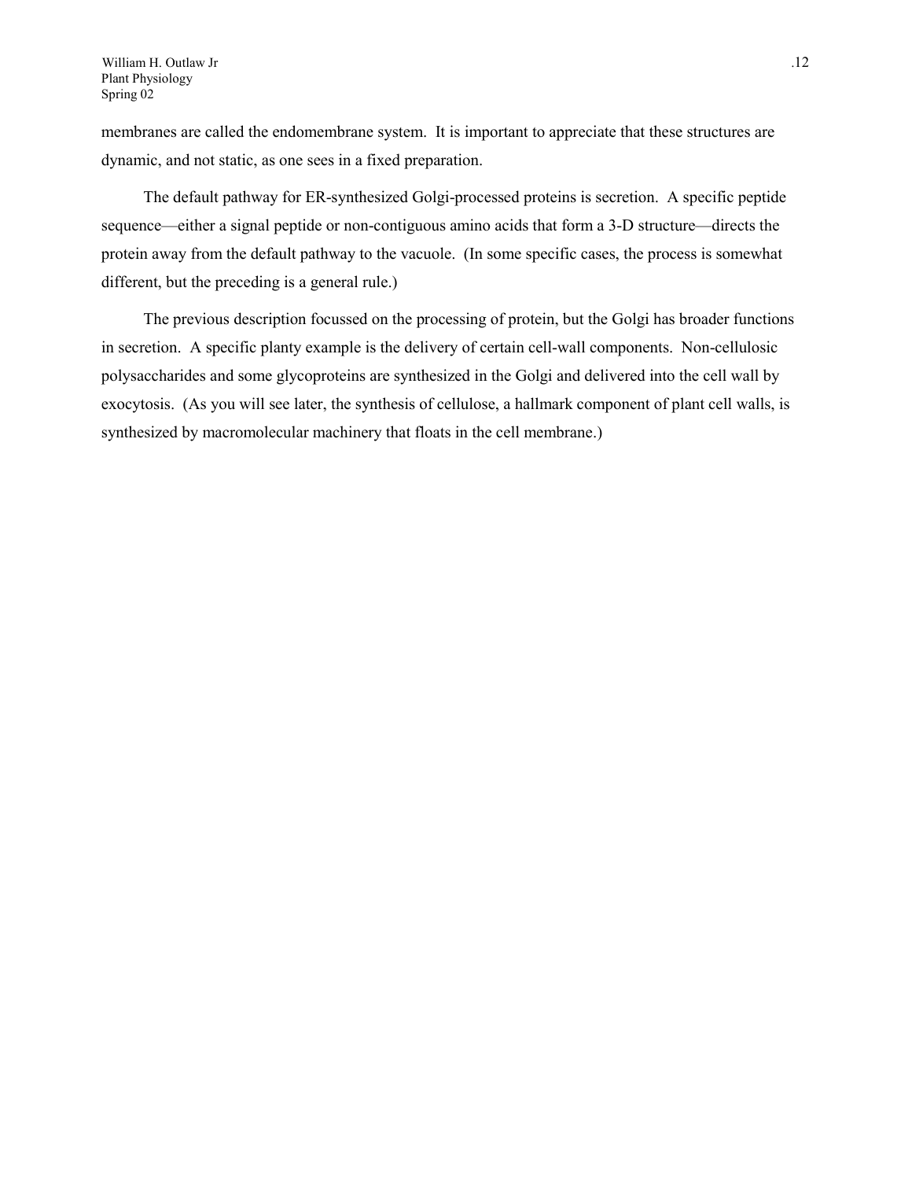membranes are called the endomembrane system. It is important to appreciate that these structures are dynamic, and not static, as one sees in a fixed preparation.

The default pathway for ER-synthesized Golgi-processed proteins is secretion. A specific peptide sequence—either a signal peptide or non-contiguous amino acids that form a 3-D structure—directs the protein away from the default pathway to the vacuole. (In some specific cases, the process is somewhat different, but the preceding is a general rule.)

The previous description focussed on the processing of protein, but the Golgi has broader functions in secretion. A specific planty example is the delivery of certain cell-wall components. Non-cellulosic polysaccharides and some glycoproteins are synthesized in the Golgi and delivered into the cell wall by exocytosis. (As you will see later, the synthesis of cellulose, a hallmark component of plant cell walls, is synthesized by macromolecular machinery that floats in the cell membrane.)